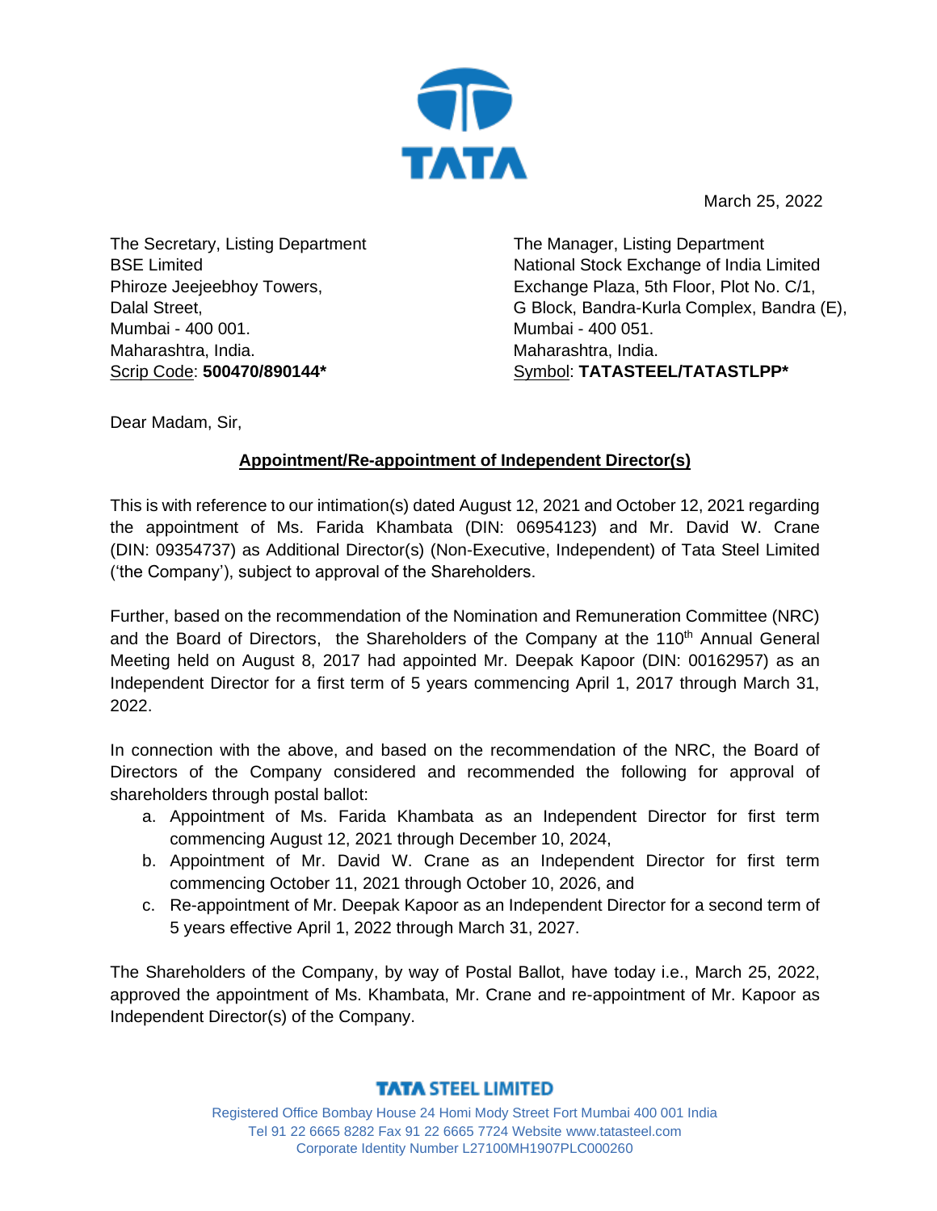March 25, 2022

The Secretary, Listing Department
BSE Limited
Phiroze Jeejeebhoy Towers,
Dalal Street,
Mumbai - 400 001.
Maharashtra, India.
Scrip Code: **500470/890144***

The Manager, Listing Department
National Stock Exchange of India Limited
Exchange Plaza, 5th Floor, Plot No. C/1,
G Block, Bandra-Kurla Complex, Bandra (E),
Mumbai - 400 051.
Maharashtra, India.
Symbol: **TATASTEEL/TATASTLPP***

Dear Madam, Sir,

**Appointment/Re-appointment of Independent Director(s)**

This is with reference to our intimation(s) dated August 12, 2021 and October 12, 2021 regarding the appointment of Ms. Farida Khambata (DIN: 06954123) and Mr. David W. Crane (DIN: 09354737) as Additional Director(s) (Non-Executive, Independent) of Tata Steel Limited ('the Company'), subject to approval of the Shareholders.

Further, based on the recommendation of the Nomination and Remuneration Committee (NRC) and the Board of Directors, the Shareholders of the Company at the 110th Annual General Meeting held on August 8, 2017 had appointed Mr. Deepak Kapoor (DIN: 00162957) as an Independent Director for a first term of 5 years commencing April 1, 2017 through March 31, 2022.

In connection with the above, and based on the recommendation of the NRC, the Board of Directors of the Company considered and recommended the following for approval of shareholders through postal ballot:

a. Appointment of Ms. Farida Khambata as an Independent Director for first term commencing August 12, 2021 through December 10, 2024,
b. Appointment of Mr. David W. Crane as an Independent Director for first term commencing October 11, 2021 through October 10, 2026, and
c. Re-appointment of Mr. Deepak Kapoor as an Independent Director for a second term of 5 years effective April 1, 2022 through March 31, 2027.

The Shareholders of the Company, by way of Postal Ballot, have today i.e., March 25, 2022, approved the appointment of Ms. Khambata, Mr. Crane and re-appointment of Mr. Kapoor as Independent Director(s) of the Company.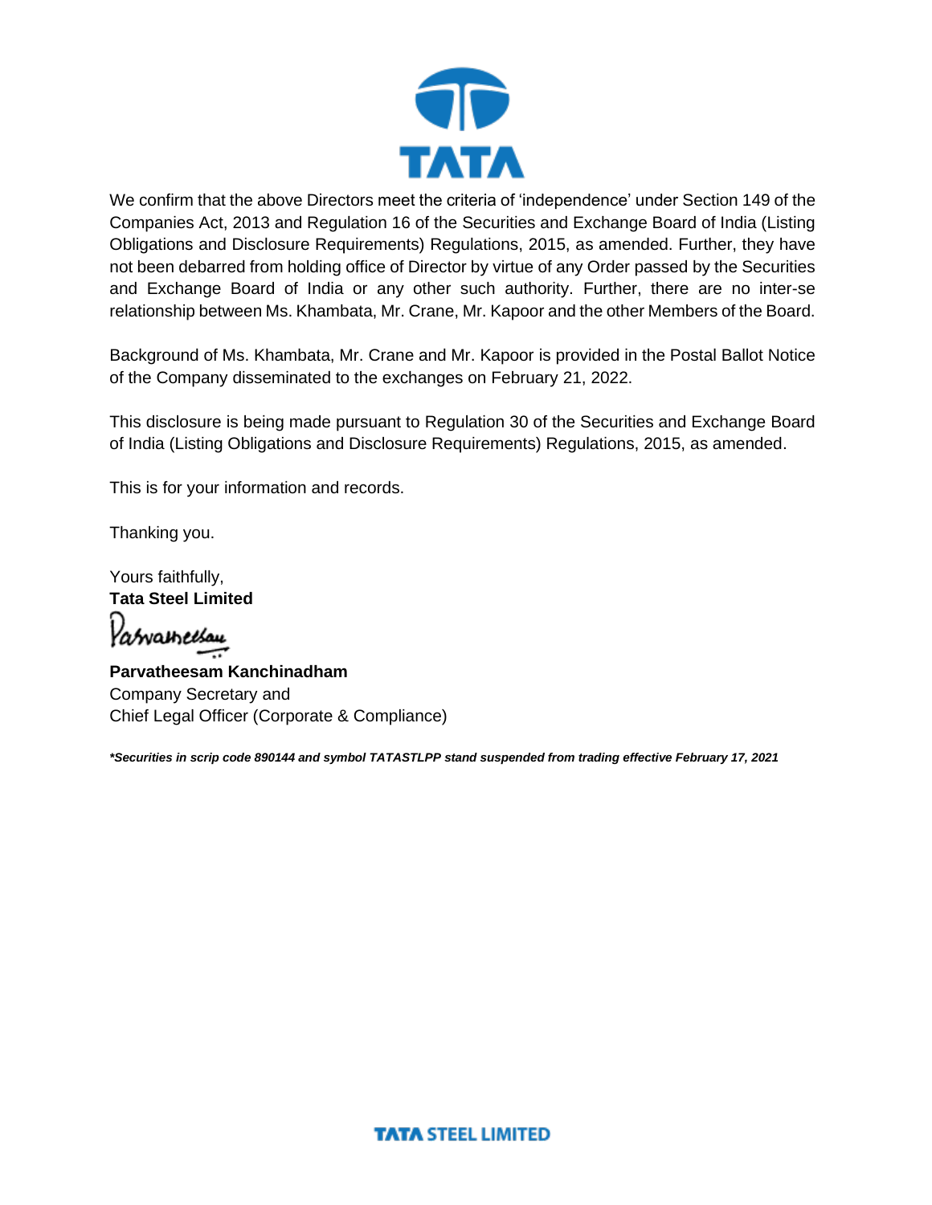We confirm that the above Directors meet the criteria of 'independence' under Section 149 of the Companies Act, 2013 and Regulation 16 of the Securities and Exchange Board of India (Listing Obligations and Disclosure Requirements) Regulations, 2015, as amended. Further, they have not been debarred from holding office of Director by virtue of any Order passed by the Securities and Exchange Board of India or any other such authority. Further, there are no inter-se relationship between Ms. Khambata, Mr. Crane, Mr. Kapoor and the other Members of the Board.

Background of Ms. Khambata, Mr. Crane and Mr. Kapoor is provided in the Postal Ballot Notice of the Company disseminated to the exchanges on February 21, 2022.

This disclosure is being made pursuant to Regulation 30 of the Securities and Exchange Board of India (Listing Obligations and Disclosure Requirements) Regulations, 2015, as amended.

This is for your information and records.

Thanking you.

Yours faithfully,
**Tata Steel Limited**

**Parvatheesam Kanchinadham**
Company Secretary and
Chief Legal Officer (Corporate & Compliance)

***Securities in scrip code 890144 and symbol TATASTLPP stand suspended from trading effective February 17, 2021***